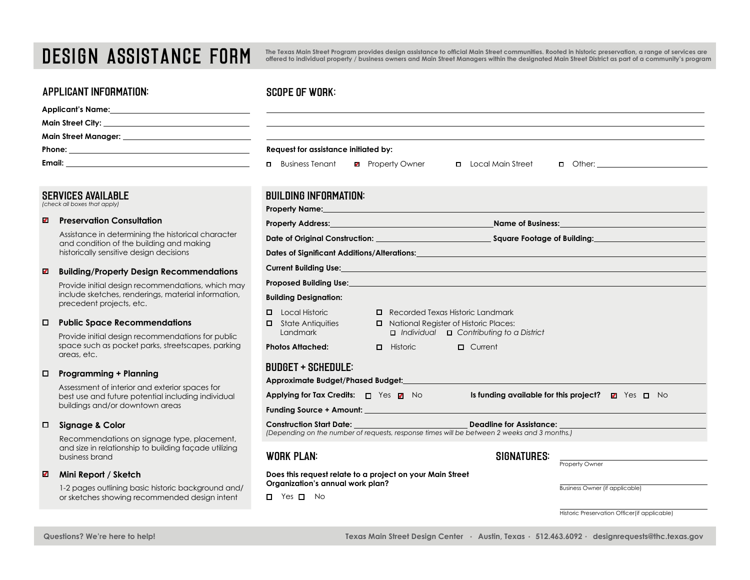# DESIGN ASSISTANCE FORM

**The Texas Main Street Program provides design assistance to official Main Street communities. Rooted in historic preservation, a range of services are offered to individual property / business owners and Main Street Managers within the designated Main Street District as part of a community's program**

## APPLICANT INFORMATION:

**Applicant's Name:** ______________________

**Main Street City:** ______________________

**Main Street Manager:** ______________________

**Phone:** ______________________

**Email:** ______________________

## SCOPE OF WORK:

______________________

______________________

______________________

**Request for assistance initiated by:**

- [ ] Business Tenant
- [x] Property Owner
- [ ] Local Main Street
- [ ] Other: ______________________

## SERVICES AVAILABLE

*(check all boxes that apply)*

- [x] **Preservation Consultation**

  Assistance in determining the historical character and condition of the building and making historically sensitive design decisions

- [x] **Building/Property Design Recommendations**

  Provide initial design recommendations, which may include sketches, renderings, material information, precedent projects, etc.

- [ ] **Public Space Recommendations**

  Provide initial design recommendations for public space such as pocket parks, streetscapes, parking areas, etc.

- [ ] **Programming + Planning**

  Assessment of interior and exterior spaces for best use and future potential including individual buildings and/or downtown areas

- [ ] **Signage & Color**

  Recommendations on signage type, placement, and size in relationship to building façade utilizing business brand

- [x] **Mini Report / Sketch**

  1-2 pages outlining basic historic background and/or sketches showing recommended design intent

## BUILDING INFORMATION:

**Property Name:** ______________________

**Property Address:** ______________________ **Name of Business:** ______________________

**Date of Original Construction:** ______________________ **Square Footage of Building:** ______________________

**Dates of Significant Additions/Alterations:** ______________________

**Current Building Use:** ______________________

**Proposed Building Use:** ______________________

**Building Designation:**

- [ ] Local Historic
- [ ] State Antiquities Landmark
- [ ] Recorded Texas Historic Landmark
- [ ] National Register of Historic Places:
  - [ ] *Individual*
  - [ ] *Contributing to a District*

**Photos Attached:**

- [ ] Historic
- [ ] Current

## BUDGET + SCHEDULE:

**Approximate Budget/Phased Budget:** ______________________

**Applying for Tax Credits:** [ ] Yes [x] No

**Is funding available for this project?** [x] Yes [ ] No

**Funding Source + Amount:** ______________________

**Construction Start Date:** ______________________ **Deadline for Assistance:** ______________________

*(Depending on the number of requests, response times will be between 2 weeks and 3 months.)*

## WORK PLAN:

**Does this request relate to a project on your Main Street Organization's annual work plan?**

- [ ] Yes
- [ ] No

## SIGNATURES:

______________________
Property Owner

______________________
Business Owner (if applicable)

______________________
Historic Preservation Officer(if applicable)

**Questions? We're here to help!** **Texas Main Street Design Center · Austin, Texas · 512.463.6092 · designrequests@thc.texas.gov**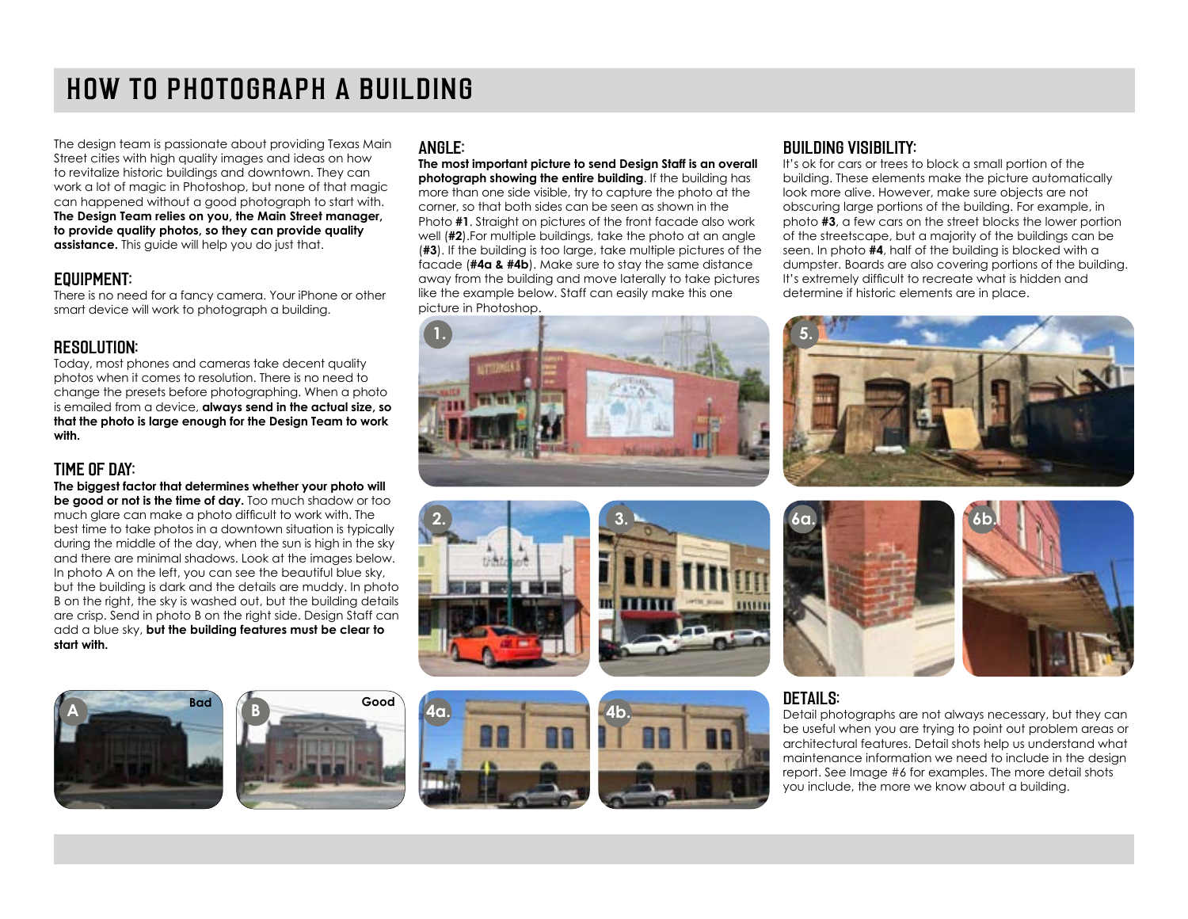# HOW TO PHOTOGRAPH A BUILDING

The design team is passionate about providing Texas Main Street cities with high quality images and ideas on how to revitalize historic buildings and downtown. They can work a lot of magic in Photoshop, but none of that magic can happened without a good photograph to start with. **The Design Team relies on you, the Main Street manager, to provide quality photos, so they can provide quality assistance.** This guide will help you do just that.

## EQUIPMENT:

There is no need for a fancy camera. Your iPhone or other smart device will work to photograph a building.

## RESOLUTION:

Today, most phones and cameras take decent quality photos when it comes to resolution. There is no need to change the presets before photographing. When a photo is emailed from a device, **always send in the actual size, so that the photo is large enough for the Design Team to work with.**

## TIME OF DAY:

**The biggest factor that determines whether your photo will be good or not is the time of day.** Too much shadow or too much glare can make a photo difficult to work with. The best time to take photos in a downtown situation is typically during the middle of the day, when the sun is high in the sky and there are minimal shadows. Look at the images below. In photo A on the left, you can see the beautiful blue sky, but the building is dark and the details are muddy. In photo B on the right, the sky is washed out, but the building details are crisp. Send in photo B on the right side. Design Staff can add a blue sky, **but the building features must be clear to start with.**

A Bad

B Good

## ANGLE:

**The most important picture to send Design Staff is an overall photograph showing the entire building**. If the building has more than one side visible, try to capture the photo at the corner, so that both sides can be seen as shown in the Photo **#1**. Straight on pictures of the front facade also work well (**#2**).For multiple buildings, take the photo at an angle (**#3**). If the building is too large, take multiple pictures of the facade (**#4a & #4b**). Make sure to stay the same distance away from the building and move laterally to take pictures like the example below. Staff can easily make this one picture in Photoshop.

1.

2.

3.

4a.

4b.

## BUILDING VISIBILITY:

It's ok for cars or trees to block a small portion of the building. These elements make the picture automatically look more alive. However, make sure objects are not obscuring large portions of the building. For example, in photo **#3**, a few cars on the street blocks the lower portion of the streetscape, but a majority of the buildings can be seen. In photo **#4**, half of the building is blocked with a dumpster. Boards are also covering portions of the building. It's extremely difficult to recreate what is hidden and determine if historic elements are in place.

5.

6a.

6b.

## DETAILS:

Detail photographs are not always necessary, but they can be useful when you are trying to point out problem areas or architectural features. Detail shots help us understand what maintenance information we need to include in the design report. See Image #6 for examples. The more detail shots you include, the more we know about a building.